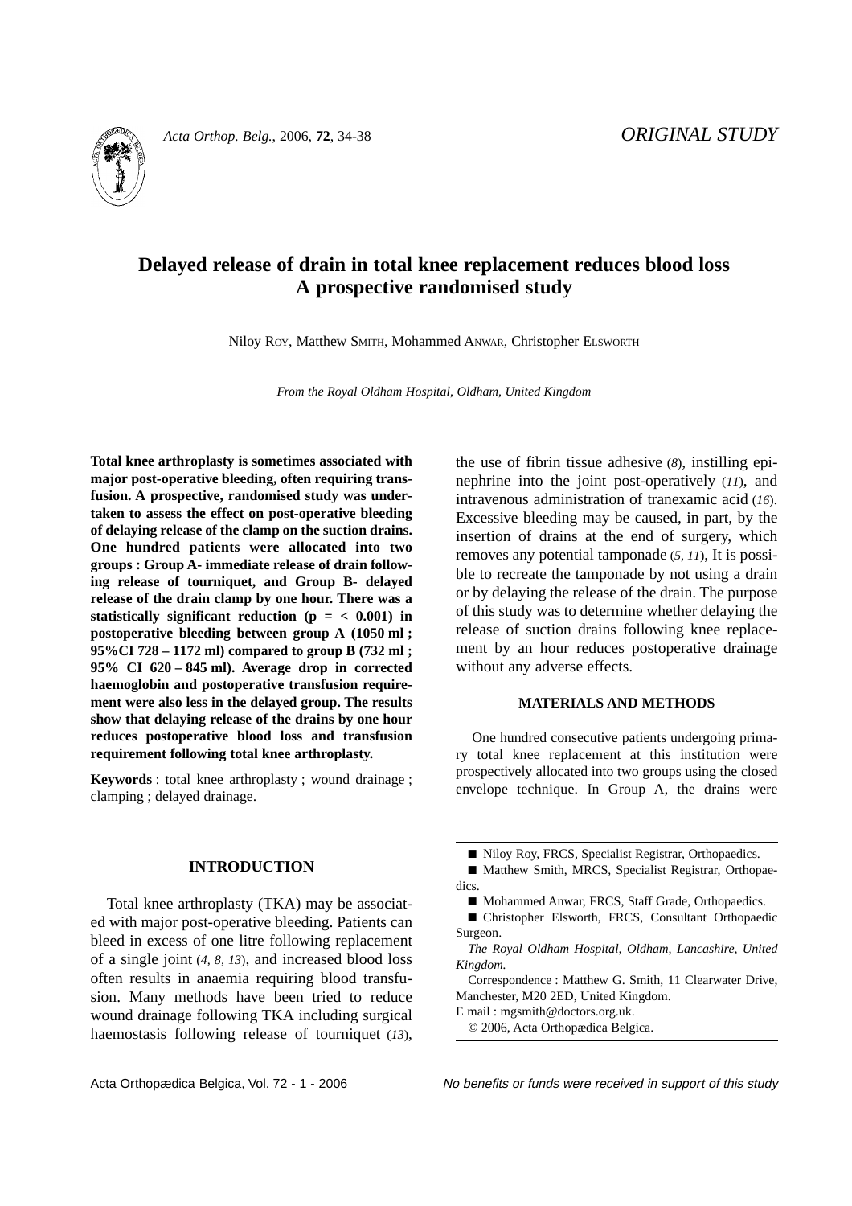ORIGINAL STUDY

# Delayed release of drain in total knee replacement reduces blood loss
## A prospective randomised study

Niloy ROY, Matthew SMITH, Mohammed ANWAR, Christopher ELSWORTH

*From the Royal Oldham Hospital, Oldham, United Kingdom*

**Total knee arthroplasty is sometimes associated with major post-operative bleeding, often requiring transfusion. A prospective, randomised study was undertaken to assess the effect on post-operative bleeding of delaying release of the clamp on the suction drains. One hundred patients were allocated into two groups : Group A- immediate release of drain following release of tourniquet, and Group B- delayed release of the drain clamp by one hour. There was a statistically significant reduction (p = < 0.001) in postoperative bleeding between group A (1050 ml ; 95%CI 728 – 1172 ml) compared to group B (732 ml ; 95% CI 620 – 845 ml). Average drop in corrected haemoglobin and postoperative transfusion requirement were also less in the delayed group. The results show that delaying release of the drains by one hour reduces postoperative blood loss and transfusion requirement following total knee arthroplasty.**

**Keywords** : total knee arthroplasty ; wound drainage ; clamping ; delayed drainage.

## INTRODUCTION

Total knee arthroplasty (TKA) may be associated with major post-operative bleeding. Patients can bleed in excess of one litre following replacement of a single joint (*4, 8, 13*), and increased blood loss often results in anaemia requiring blood transfusion. Many methods have been tried to reduce wound drainage following TKA including surgical haemostasis following release of tourniquet (*13*), the use of fibrin tissue adhesive (*8*), instilling epinephrine into the joint post-operatively (*11*), and intravenous administration of tranexamic acid (*16*). Excessive bleeding may be caused, in part, by the insertion of drains at the end of surgery, which removes any potential tamponade (*5, 11*), It is possible to recreate the tamponade by not using a drain or by delaying the release of the drain. The purpose of this study was to determine whether delaying the release of suction drains following knee replacement by an hour reduces postoperative drainage without any adverse effects.

## MATERIALS AND METHODS

One hundred consecutive patients undergoing primary total knee replacement at this institution were prospectively allocated into two groups using the closed envelope technique. In Group A, the drains were

■ Niloy Roy, FRCS, Specialist Registrar, Orthopaedics.

■ Matthew Smith, MRCS, Specialist Registrar, Orthopaedics.

■ Mohammed Anwar, FRCS, Staff Grade, Orthopaedics.

■ Christopher Elsworth, FRCS, Consultant Orthopaedic Surgeon.

*The Royal Oldham Hospital, Oldham, Lancashire, United Kingdom.*

Correspondence : Matthew G. Smith, 11 Clearwater Drive, Manchester, M20 2ED, United Kingdom.

E mail : mgsmith@doctors.org.uk.

© 2006, Acta Orthopædica Belgica.

*No benefits or funds were received in support of this study*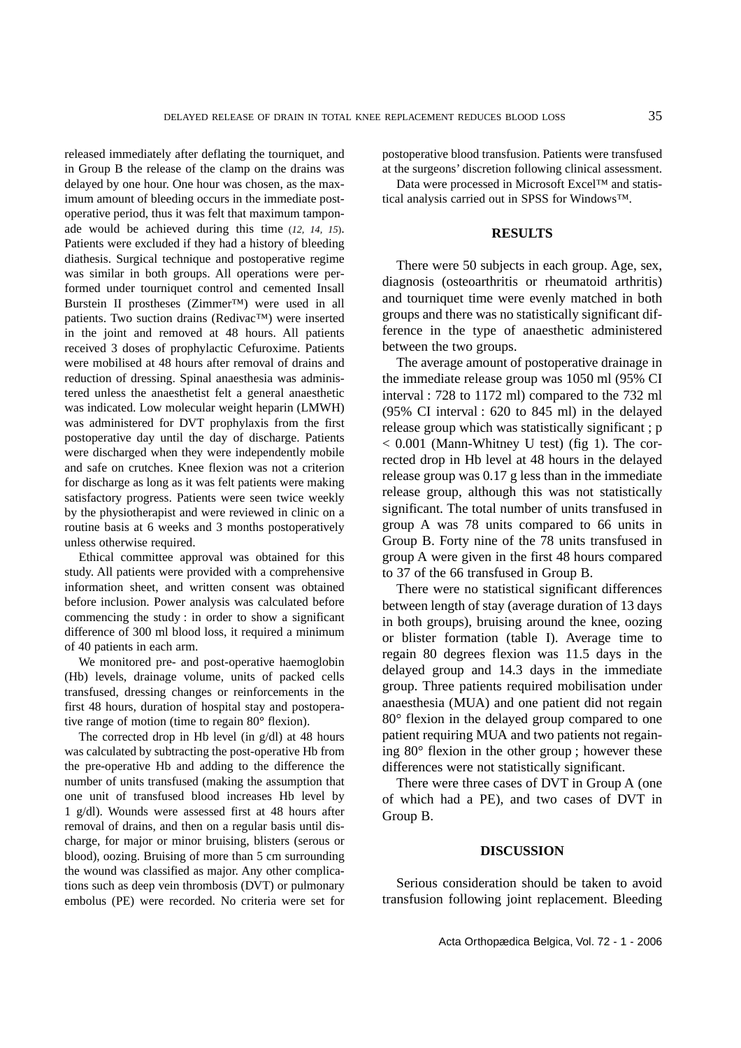released immediately after deflating the tourniquet, and in Group B the release of the clamp on the drains was delayed by one hour. One hour was chosen, as the maximum amount of bleeding occurs in the immediate postoperative period, thus it was felt that maximum tamponade would be achieved during this time (*12, 14, 15*). Patients were excluded if they had a history of bleeding diathesis. Surgical technique and postoperative regime was similar in both groups. All operations were performed under tourniquet control and cemented Insall Burstein II prostheses (Zimmer™) were used in all patients. Two suction drains (Redivac™) were inserted in the joint and removed at 48 hours. All patients received 3 doses of prophylactic Cefuroxime. Patients were mobilised at 48 hours after removal of drains and reduction of dressing. Spinal anaesthesia was administered unless the anaesthetist felt a general anaesthetic was indicated. Low molecular weight heparin (LMWH) was administered for DVT prophylaxis from the first postoperative day until the day of discharge. Patients were discharged when they were independently mobile and safe on crutches. Knee flexion was not a criterion for discharge as long as it was felt patients were making satisfactory progress. Patients were seen twice weekly by the physiotherapist and were reviewed in clinic on a routine basis at 6 weeks and 3 months postoperatively unless otherwise required.

Ethical committee approval was obtained for this study. All patients were provided with a comprehensive information sheet, and written consent was obtained before inclusion. Power analysis was calculated before commencing the study : in order to show a significant difference of 300 ml blood loss, it required a minimum of 40 patients in each arm.

We monitored pre- and post-operative haemoglobin (Hb) levels, drainage volume, units of packed cells transfused, dressing changes or reinforcements in the first 48 hours, duration of hospital stay and postoperative range of motion (time to regain 80° flexion).

The corrected drop in Hb level (in g/dl) at 48 hours was calculated by subtracting the post-operative Hb from the pre-operative Hb and adding to the difference the number of units transfused (making the assumption that one unit of transfused blood increases Hb level by 1 g/dl). Wounds were assessed first at 48 hours after removal of drains, and then on a regular basis until discharge, for major or minor bruising, blisters (serous or blood), oozing. Bruising of more than 5 cm surrounding the wound was classified as major. Any other complications such as deep vein thrombosis (DVT) or pulmonary embolus (PE) were recorded. No criteria were set for postoperative blood transfusion. Patients were transfused at the surgeons' discretion following clinical assessment.

Data were processed in Microsoft Excel™ and statistical analysis carried out in SPSS for Windows™.

## RESULTS

There were 50 subjects in each group. Age, sex, diagnosis (osteoarthritis or rheumatoid arthritis) and tourniquet time were evenly matched in both groups and there was no statistically significant difference in the type of anaesthetic administered between the two groups.

The average amount of postoperative drainage in the immediate release group was 1050 ml (95% CI interval : 728 to 1172 ml) compared to the 732 ml (95% CI interval : 620 to 845 ml) in the delayed release group which was statistically significant ; $p < 0.001$ (Mann-Whitney U test) (fig 1). The corrected drop in Hb level at 48 hours in the delayed release group was 0.17 g less than in the immediate release group, although this was not statistically significant. The total number of units transfused in group A was 78 units compared to 66 units in Group B. Forty nine of the 78 units transfused in group A were given in the first 48 hours compared to 37 of the 66 transfused in Group B.

There were no statistical significant differences between length of stay (average duration of 13 days in both groups), bruising around the knee, oozing or blister formation (table I). Average time to regain 80 degrees flexion was 11.5 days in the delayed group and 14.3 days in the immediate group. Three patients required mobilisation under anaesthesia (MUA) and one patient did not regain 80° flexion in the delayed group compared to one patient requiring MUA and two patients not regaining 80° flexion in the other group ; however these differences were not statistically significant.

There were three cases of DVT in Group A (one of which had a PE), and two cases of DVT in Group B.

## DISCUSSION

Serious consideration should be taken to avoid transfusion following joint replacement. Bleeding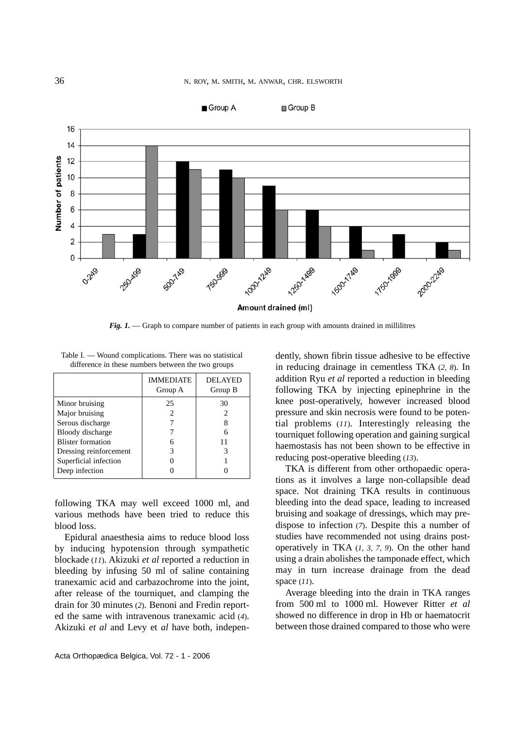*Fig. 1.* — Graph to compare number of patients in each group with amounts drained in millilitres

Table I. — Wound complications. There was no statistical difference in these numbers between the two groups

| | IMMEDIATE Group A | DELAYED Group B |
|---|---|---|
| Minor bruising | 25 | 30 |
| Major bruising | 2 | 2 |
| Serous discharge | 7 | 8 |
| Bloody discharge | 7 | 6 |
| Blister formation | 6 | 11 |
| Dressing reinforcement | 3 | 3 |
| Superficial infection | 0 | 1 |
| Deep infection | 0 | 0 |

following TKA may well exceed 1000 ml, and various methods have been tried to reduce this blood loss.

Epidural anaesthesia aims to reduce blood loss by inducing hypotension through sympathetic blockade (11). Akizuki *et al* reported a reduction in bleeding by infusing 50 ml of saline containing tranexamic acid and carbazochrome into the joint, after release of the tourniquet, and clamping the drain for 30 minutes (2). Benoni and Fredin reported the same with intravenous tranexamic acid (4). Akizuki *et al* and Levy et *al* have both, independently, shown fibrin tissue adhesive to be effective in reducing drainage in cementless TKA (2, 8). In addition Ryu *et al* reported a reduction in bleeding following TKA by injecting epinephrine in the knee post-operatively, however increased blood pressure and skin necrosis were found to be potential problems (11). Interestingly releasing the tourniquet following operation and gaining surgical haemostasis has not been shown to be effective in reducing post-operative bleeding (13).

TKA is different from other orthopaedic operations as it involves a large non-collapsible dead space. Not draining TKA results in continuous bleeding into the dead space, leading to increased bruising and soakage of dressings, which may predispose to infection (7). Despite this a number of studies have recommended not using drains post-operatively in TKA (1, 3, 7, 9). On the other hand using a drain abolishes the tamponade effect, which may in turn increase drainage from the dead space (11).

Average bleeding into the drain in TKA ranges from 500 ml to 1000 ml. However Ritter *et al* showed no difference in drop in Hb or haematocrit between those drained compared to those who were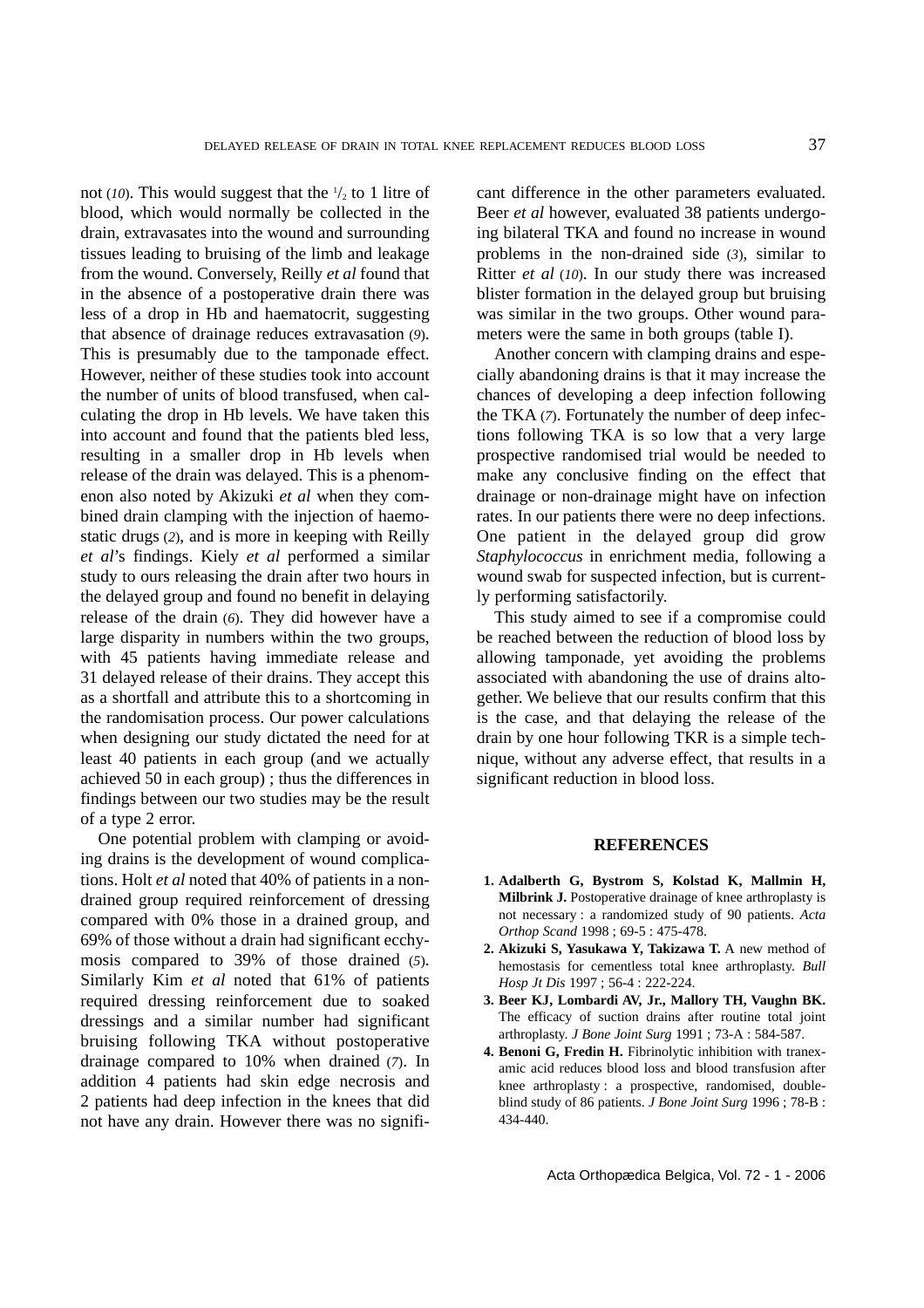not (*10*). This would suggest that the $^1/_2$ to 1 litre of blood, which would normally be collected in the drain, extravasates into the wound and surrounding tissues leading to bruising of the limb and leakage from the wound. Conversely, Reilly *et al* found that in the absence of a postoperative drain there was less of a drop in Hb and haematocrit, suggesting that absence of drainage reduces extravasation (*9*). This is presumably due to the tamponade effect. However, neither of these studies took into account the number of units of blood transfused, when calculating the drop in Hb levels. We have taken this into account and found that the patients bled less, resulting in a smaller drop in Hb levels when release of the drain was delayed. This is a phenomenon also noted by Akizuki *et al* when they combined drain clamping with the injection of haemostatic drugs (*2*), and is more in keeping with Reilly *et al*'s findings. Kiely *et al* performed a similar study to ours releasing the drain after two hours in the delayed group and found no benefit in delaying release of the drain (*6*). They did however have a large disparity in numbers within the two groups, with 45 patients having immediate release and 31 delayed release of their drains. They accept this as a shortfall and attribute this to a shortcoming in the randomisation process. Our power calculations when designing our study dictated the need for at least 40 patients in each group (and we actually achieved 50 in each group) ; thus the differences in findings between our two studies may be the result of a type 2 error.

One potential problem with clamping or avoiding drains is the development of wound complications. Holt *et al* noted that 40% of patients in a non-drained group required reinforcement of dressing compared with 0% those in a drained group, and 69% of those without a drain had significant ecchymosis compared to 39% of those drained (*5*). Similarly Kim *et al* noted that 61% of patients required dressing reinforcement due to soaked dressings and a similar number had significant bruising following TKA without postoperative drainage compared to 10% when drained (*7*). In addition 4 patients had skin edge necrosis and 2 patients had deep infection in the knees that did not have any drain. However there was no significant difference in the other parameters evaluated. Beer *et al* however, evaluated 38 patients undergoing bilateral TKA and found no increase in wound problems in the non-drained side (*3*), similar to Ritter *et al* (*10*). In our study there was increased blister formation in the delayed group but bruising was similar in the two groups. Other wound parameters were the same in both groups (table I).

Another concern with clamping drains and especially abandoning drains is that it may increase the chances of developing a deep infection following the TKA (*7*). Fortunately the number of deep infections following TKA is so low that a very large prospective randomised trial would be needed to make any conclusive finding on the effect that drainage or non-drainage might have on infection rates. In our patients there were no deep infections. One patient in the delayed group did grow *Staphylococcus* in enrichment media, following a wound swab for suspected infection, but is currently performing satisfactorily.

This study aimed to see if a compromise could be reached between the reduction of blood loss by allowing tamponade, yet avoiding the problems associated with abandoning the use of drains altogether. We believe that our results confirm that this is the case, and that delaying the release of the drain by one hour following TKR is a simple technique, without any adverse effect, that results in a significant reduction in blood loss.

## REFERENCES

1. **Adalberth G, Bystrom S, Kolstad K, Mallmin H, Milbrink J.** Postoperative drainage of knee arthroplasty is not necessary : a randomized study of 90 patients. *Acta Orthop Scand* 1998 ; 69-5 : 475-478.
2. **Akizuki S, Yasukawa Y, Takizawa T.** A new method of hemostasis for cementless total knee arthroplasty. *Bull Hosp Jt Dis* 1997 ; 56-4 : 222-224.
3. **Beer KJ, Lombardi AV, Jr., Mallory TH, Vaughn BK.** The efficacy of suction drains after routine total joint arthroplasty. *J Bone Joint Surg* 1991 ; 73-A : 584-587.
4. **Benoni G, Fredin H.** Fibrinolytic inhibition with tranexamic acid reduces blood loss and blood transfusion after knee arthroplasty : a prospective, randomised, double-blind study of 86 patients. *J Bone Joint Surg* 1996 ; 78-B : 434-440.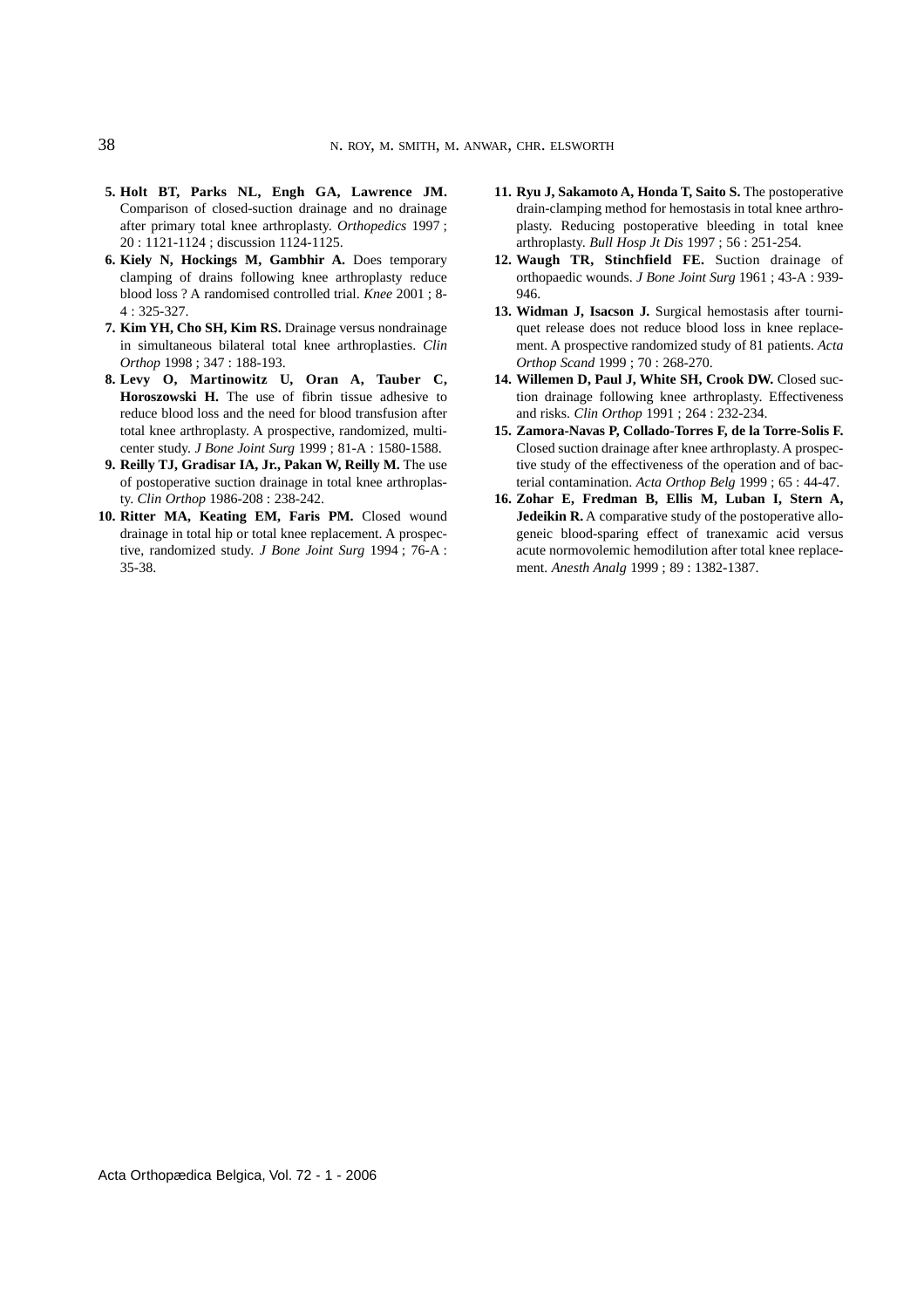5. **Holt BT, Parks NL, Engh GA, Lawrence JM.** Comparison of closed-suction drainage and no drainage after primary total knee arthroplasty. *Orthopedics* 1997 ; 20 : 1121-1124 ; discussion 1124-1125.
6. **Kiely N, Hockings M, Gambhir A.** Does temporary clamping of drains following knee arthroplasty reduce blood loss ? A randomised controlled trial. *Knee* 2001 ; 8-4 : 325-327.
7. **Kim YH, Cho SH, Kim RS.** Drainage versus nondrainage in simultaneous bilateral total knee arthroplasties. *Clin Orthop* 1998 ; 347 : 188-193.
8. **Levy O, Martinowitz U, Oran A, Tauber C, Horoszowski H.** The use of fibrin tissue adhesive to reduce blood loss and the need for blood transfusion after total knee arthroplasty. A prospective, randomized, multicenter study. *J Bone Joint Surg* 1999 ; 81-A : 1580-1588.
9. **Reilly TJ, Gradisar IA, Jr., Pakan W, Reilly M.** The use of postoperative suction drainage in total knee arthroplasty. *Clin Orthop* 1986-208 : 238-242.
10. **Ritter MA, Keating EM, Faris PM.** Closed wound drainage in total hip or total knee replacement. A prospective, randomized study. *J Bone Joint Surg* 1994 ; 76-A : 35-38.
11. **Ryu J, Sakamoto A, Honda T, Saito S.** The postoperative drain-clamping method for hemostasis in total knee arthroplasty. Reducing postoperative bleeding in total knee arthroplasty. *Bull Hosp Jt Dis* 1997 ; 56 : 251-254.
12. **Waugh TR, Stinchfield FE.** Suction drainage of orthopaedic wounds. *J Bone Joint Surg* 1961 ; 43-A : 939-946.
13. **Widman J, Isacson J.** Surgical hemostasis after tourniquet release does not reduce blood loss in knee replacement. A prospective randomized study of 81 patients. *Acta Orthop Scand* 1999 ; 70 : 268-270.
14. **Willemen D, Paul J, White SH, Crook DW.** Closed suction drainage following knee arthroplasty. Effectiveness and risks. *Clin Orthop* 1991 ; 264 : 232-234.
15. **Zamora-Navas P, Collado-Torres F, de la Torre-Solis F.** Closed suction drainage after knee arthroplasty. A prospective study of the effectiveness of the operation and of bacterial contamination. *Acta Orthop Belg* 1999 ; 65 : 44-47.
16. **Zohar E, Fredman B, Ellis M, Luban I, Stern A, Jedeikin R.** A comparative study of the postoperative allogeneic blood-sparing effect of tranexamic acid versus acute normovolemic hemodilution after total knee replacement. *Anesth Analg* 1999 ; 89 : 1382-1387.